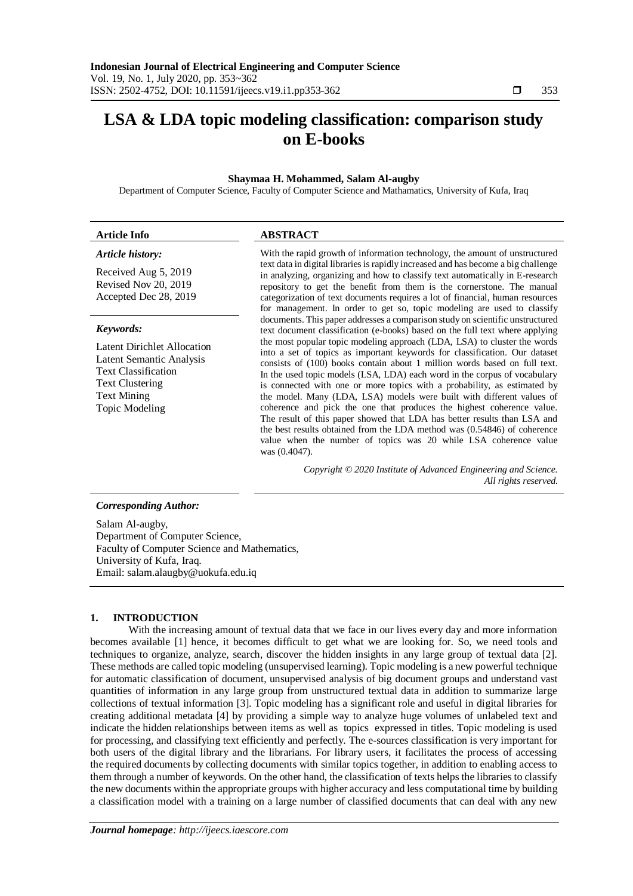# LSA & LDA topic modeling classification: comparison study on E-books

**Shaymaa H. Mohammed, Salam Al-augby**

Department of Computer Science, Faculty of Computer Science and Mathamatics, University of Kufa, Iraq

**Article Info**

*Article history:*

Received Aug 5, 2019
Revised Nov 20, 2019
Accepted Dec 28, 2019

*Keywords:*

Latent Dirichlet Allocation
Latent Semantic Analysis
Text Classification
Text Clustering
Text Mining
Topic Modeling

**ABSTRACT**

With the rapid growth of information technology, the amount of unstructured text data in digital libraries is rapidly increased and has become a big challenge in analyzing, organizing and how to classify text automatically in E-research repository to get the benefit from them is the cornerstone. The manual categorization of text documents requires a lot of financial, human resources for management. In order to get so, topic modeling are used to classify documents. This paper addresses a comparison study on scientific unstructured text document classification (e-books) based on the full text where applying the most popular topic modeling approach (LDA, LSA) to cluster the words into a set of topics as important keywords for classification. Our dataset consists of (100) books contain about 1 million words based on full text. In the used topic models (LSA, LDA) each word in the corpus of vocabulary is connected with one or more topics with a probability, as estimated by the model. Many (LDA, LSA) models were built with different values of coherence and pick the one that produces the highest coherence value. The result of this paper showed that LDA has better results than LSA and the best results obtained from the LDA method was (0.54846) of coherence value when the number of topics was 20 while LSA coherence value was (0.4047).

*Copyright © 2020 Institute of Advanced Engineering and Science. All rights reserved.*

***Corresponding Author:***

Salam Al-augby,
Department of Computer Science,
Faculty of Computer Science and Mathematics,
University of Kufa, Iraq.
Email: salam.alaugby@uokufa.edu.iq

## 1. INTRODUCTION

With the increasing amount of textual data that we face in our lives every day and more information becomes available [1] hence, it becomes difficult to get what we are looking for. So, we need tools and techniques to organize, analyze, search, discover the hidden insights in any large group of textual data [2]. These methods are called topic modeling (unsupervised learning). Topic modeling is a new powerful technique for automatic classification of document, unsupervised analysis of big document groups and understand vast quantities of information in any large group from unstructured textual data in addition to summarize large collections of textual information [3]. Topic modeling has a significant role and useful in digital libraries for creating additional metadata [4] by providing a simple way to analyze huge volumes of unlabeled text and indicate the hidden relationships between items as well as topics expressed in titles. Topic modeling is used for processing, and classifying text efficiently and perfectly. The e-sources classification is very important for both users of the digital library and the librarians. For library users, it facilitates the process of accessing the required documents by collecting documents with similar topics together, in addition to enabling access to them through a number of keywords. On the other hand, the classification of texts helps the libraries to classify the new documents within the appropriate groups with higher accuracy and less computational time by building a classification model with a training on a large number of classified documents that can deal with any new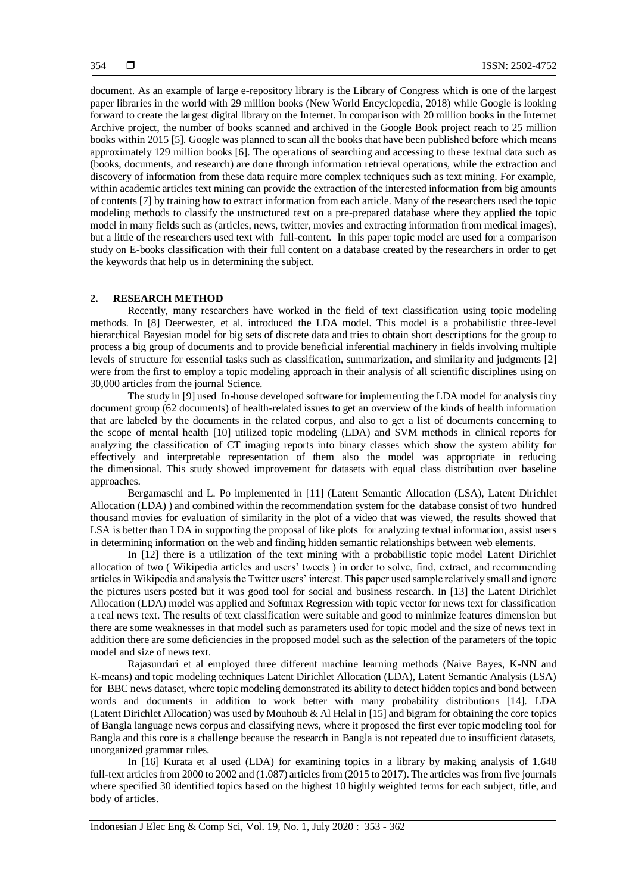document. As an example of large e-repository library is the Library of Congress which is one of the largest paper libraries in the world with 29 million books (New World Encyclopedia, 2018) while Google is looking forward to create the largest digital library on the Internet. In comparison with 20 million books in the Internet Archive project, the number of books scanned and archived in the Google Book project reach to 25 million books within 2015 [5]. Google was planned to scan all the books that have been published before which means approximately 129 million books [6]. The operations of searching and accessing to these textual data such as (books, documents, and research) are done through information retrieval operations, while the extraction and discovery of information from these data require more complex techniques such as text mining. For example, within academic articles text mining can provide the extraction of the interested information from big amounts of contents [7] by training how to extract information from each article. Many of the researchers used the topic modeling methods to classify the unstructured text on a pre-prepared database where they applied the topic model in many fields such as (articles, news, twitter, movies and extracting information from medical images), but a little of the researchers used text with full-content. In this paper topic model are used for a comparison study on E-books classification with their full content on a database created by the researchers in order to get the keywords that help us in determining the subject.

## 2. RESEARCH METHOD

Recently, many researchers have worked in the field of text classification using topic modeling methods. In [8] Deerwester, et al. introduced the LDA model. This model is a probabilistic three-level hierarchical Bayesian model for big sets of discrete data and tries to obtain short descriptions for the group to process a big group of documents and to provide beneficial inferential machinery in fields involving multiple levels of structure for essential tasks such as classification, summarization, and similarity and judgments [2] were from the first to employ a topic modeling approach in their analysis of all scientific disciplines using on 30,000 articles from the journal Science.

The study in [9] used In-house developed software for implementing the LDA model for analysis tiny document group (62 documents) of health-related issues to get an overview of the kinds of health information that are labeled by the documents in the related corpus, and also to get a list of documents concerning to the scope of mental health [10] utilized topic modeling (LDA) and SVM methods in clinical reports for analyzing the classification of CT imaging reports into binary classes which show the system ability for effectively and interpretable representation of them also the model was appropriate in reducing the dimensional. This study showed improvement for datasets with equal class distribution over baseline approaches.

Bergamaschi and L. Po implemented in [11] (Latent Semantic Allocation (LSA), Latent Dirichlet Allocation (LDA) ) and combined within the recommendation system for the database consist of two hundred thousand movies for evaluation of similarity in the plot of a video that was viewed, the results showed that LSA is better than LDA in supporting the proposal of like plots for analyzing textual information, assist users in determining information on the web and finding hidden semantic relationships between web elements.

In [12] there is a utilization of the text mining with a probabilistic topic model Latent Dirichlet allocation of two ( Wikipedia articles and users' tweets ) in order to solve, find, extract, and recommending articles in Wikipedia and analysis the Twitter users' interest. This paper used sample relatively small and ignore the pictures users posted but it was good tool for social and business research. In [13] the Latent Dirichlet Allocation (LDA) model was applied and Softmax Regression with topic vector for news text for classification a real news text. The results of text classification were suitable and good to minimize features dimension but there are some weaknesses in that model such as parameters used for topic model and the size of news text in addition there are some deficiencies in the proposed model such as the selection of the parameters of the topic model and size of news text.

Rajasundari et al employed three different machine learning methods (Naive Bayes, K-NN and K-means) and topic modeling techniques Latent Dirichlet Allocation (LDA), Latent Semantic Analysis (LSA) for BBC news dataset, where topic modeling demonstrated its ability to detect hidden topics and bond between words and documents in addition to work better with many probability distributions [14]. LDA (Latent Dirichlet Allocation) was used by Mouhoub & Al Helal in [15] and bigram for obtaining the core topics of Bangla language news corpus and classifying news, where it proposed the first ever topic modeling tool for Bangla and this core is a challenge because the research in Bangla is not repeated due to insufficient datasets, unorganized grammar rules.

In [16] Kurata et al used (LDA) for examining topics in a library by making analysis of 1.648 full-text articles from 2000 to 2002 and (1.087) articles from (2015 to 2017). The articles was from five journals where specified 30 identified topics based on the highest 10 highly weighted terms for each subject, title, and body of articles.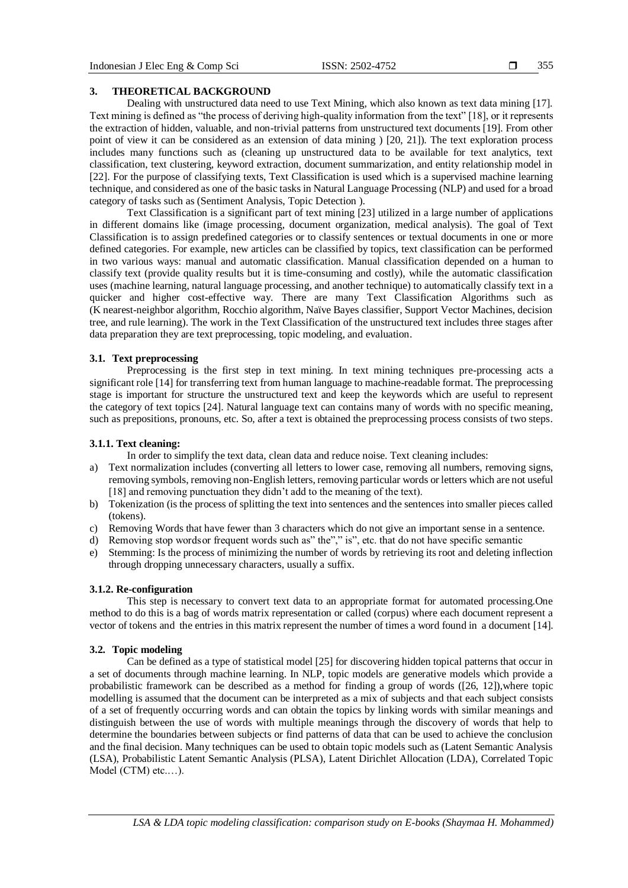## 3. THEORETICAL BACKGROUND

Dealing with unstructured data need to use Text Mining, which also known as text data mining [17]. Text mining is defined as "the process of deriving high-quality information from the text" [18], or it represents the extraction of hidden, valuable, and non-trivial patterns from unstructured text documents [19]. From other point of view it can be considered as an extension of data mining ) [20, 21]). The text exploration process includes many functions such as (cleaning up unstructured data to be available for text analytics, text classification, text clustering, keyword extraction, document summarization, and entity relationship model in [22]. For the purpose of classifying texts, Text Classification is used which is a supervised machine learning technique, and considered as one of the basic tasks in Natural Language Processing (NLP) and used for a broad category of tasks such as (Sentiment Analysis, Topic Detection ).

Text Classification is a significant part of text mining [23] utilized in a large number of applications in different domains like (image processing, document organization, medical analysis). The goal of Text Classification is to assign predefined categories or to classify sentences or textual documents in one or more defined categories. For example, new articles can be classified by topics, text classification can be performed in two various ways: manual and automatic classification. Manual classification depended on a human to classify text (provide quality results but it is time-consuming and costly), while the automatic classification uses (machine learning, natural language processing, and another technique) to automatically classify text in a quicker and higher cost-effective way. There are many Text Classification Algorithms such as (K nearest-neighbor algorithm, Rocchio algorithm, Naïve Bayes classifier, Support Vector Machines, decision tree, and rule learning). The work in the Text Classification of the unstructured text includes three stages after data preparation they are text preprocessing, topic modeling, and evaluation.

### 3.1. Text preprocessing

Preprocessing is the first step in text mining. In text mining techniques pre-processing acts a significant role [14] for transferring text from human language to machine-readable format. The preprocessing stage is important for structure the unstructured text and keep the keywords which are useful to represent the category of text topics [24]. Natural language text can contains many of words with no specific meaning, such as prepositions, pronouns, etc. So, after a text is obtained the preprocessing process consists of two steps.

#### 3.1.1. Text cleaning:

In order to simplify the text data, clean data and reduce noise. Text cleaning includes:

a) Text normalization includes (converting all letters to lower case, removing all numbers, removing signs, removing symbols, removing non-English letters, removing particular words or letters which are not useful [18] and removing punctuation they didn't add to the meaning of the text).
b) Tokenization (is the process of splitting the text into sentences and the sentences into smaller pieces called (tokens).
c) Removing Words that have fewer than 3 characters which do not give an important sense in a sentence.
d) Removing stop wordsor frequent words such as" the"," is", etc. that do not have specific semantic
e) Stemming: Is the process of minimizing the number of words by retrieving its root and deleting inflection through dropping unnecessary characters, usually a suffix.

#### 3.1.2. Re-configuration

This step is necessary to convert text data to an appropriate format for automated processing.One method to do this is a bag of words matrix representation or called (corpus) where each document represent a vector of tokens and the entries in this matrix represent the number of times a word found in a document [14].

### 3.2. Topic modeling

Can be defined as a type of statistical model [25] for discovering hidden topical patterns that occur in a set of documents through machine learning. In NLP, topic models are generative models which provide a probabilistic framework can be described as a method for finding a group of words ([26, 12]),where topic modelling is assumed that the document can be interpreted as a mix of subjects and that each subject consists of a set of frequently occurring words and can obtain the topics by linking words with similar meanings and distinguish between the use of words with multiple meanings through the discovery of words that help to determine the boundaries between subjects or find patterns of data that can be used to achieve the conclusion and the final decision. Many techniques can be used to obtain topic models such as (Latent Semantic Analysis (LSA), Probabilistic Latent Semantic Analysis (PLSA), Latent Dirichlet Allocation (LDA), Correlated Topic Model (CTM) etc.…).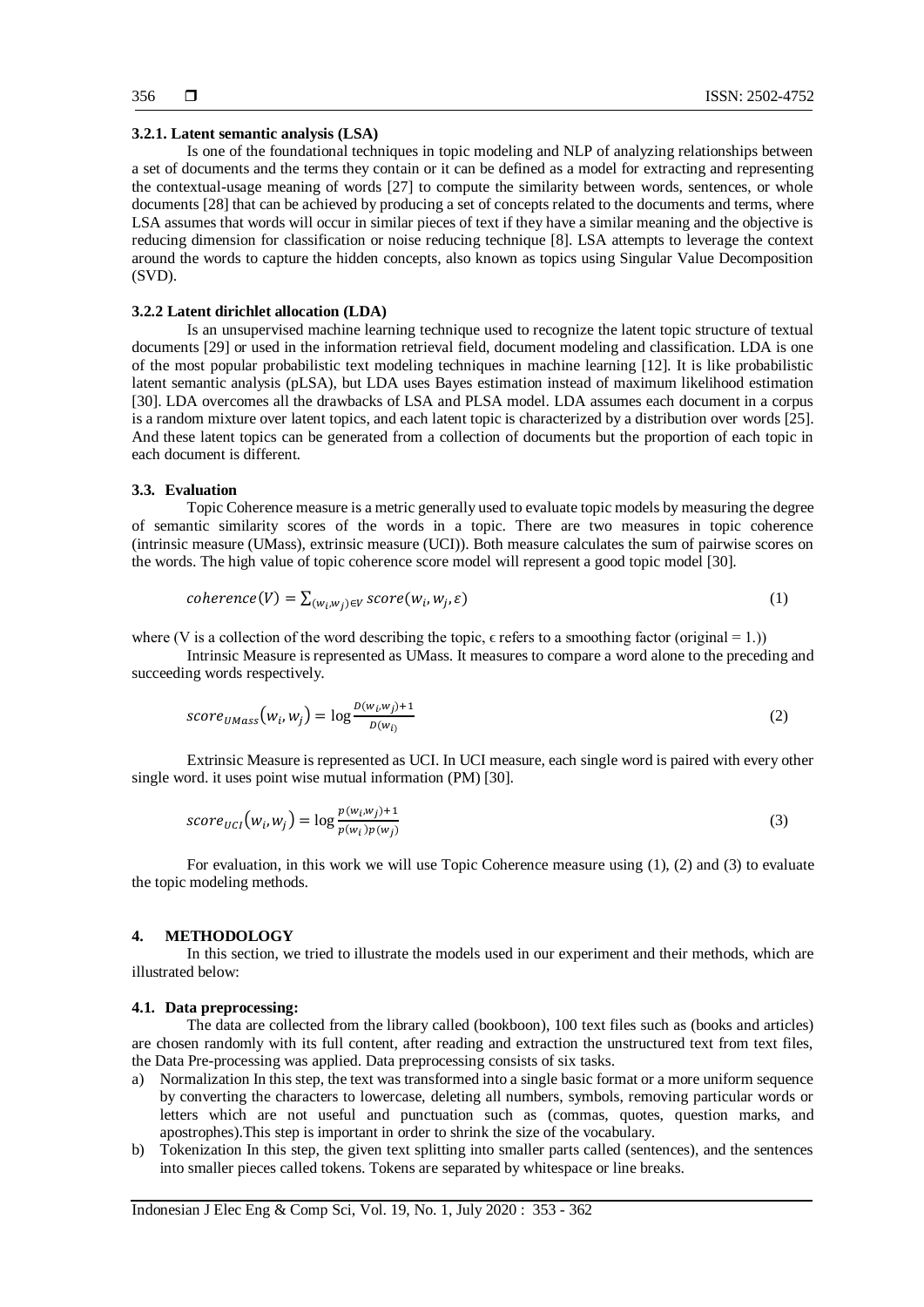#### 3.2.1. Latent semantic analysis (LSA)

Is one of the foundational techniques in topic modeling and NLP of analyzing relationships between a set of documents and the terms they contain or it can be defined as a model for extracting and representing the contextual-usage meaning of words [27] to compute the similarity between words, sentences, or whole documents [28] that can be achieved by producing a set of concepts related to the documents and terms, where LSA assumes that words will occur in similar pieces of text if they have a similar meaning and the objective is reducing dimension for classification or noise reducing technique [8]. LSA attempts to leverage the context around the words to capture the hidden concepts, also known as topics using Singular Value Decomposition (SVD).

#### 3.2.2 Latent dirichlet allocation (LDA)

Is an unsupervised machine learning technique used to recognize the latent topic structure of textual documents [29] or used in the information retrieval field, document modeling and classification. LDA is one of the most popular probabilistic text modeling techniques in machine learning [12]. It is like probabilistic latent semantic analysis (pLSA), but LDA uses Bayes estimation instead of maximum likelihood estimation [30]. LDA overcomes all the drawbacks of LSA and PLSA model. LDA assumes each document in a corpus is a random mixture over latent topics, and each latent topic is characterized by a distribution over words [25]. And these latent topics can be generated from a collection of documents but the proportion of each topic in each document is different.

### 3.3. Evaluation

Topic Coherence measure is a metric generally used to evaluate topic models by measuring the degree of semantic similarity scores of the words in a topic. There are two measures in topic coherence (intrinsic measure (UMass), extrinsic measure (UCI)). Both measure calculates the sum of pairwise scores on the words. The high value of topic coherence score model will represent a good topic model [30].

$$coherence(V) = \sum_{(w_i, w_j) \in V} score(w_i, w_j, \varepsilon) \tag{1}$$

where (V is a collection of the word describing the topic, $\epsilon$ refers to a smoothing factor (original = 1.))

Intrinsic Measure is represented as UMass. It measures to compare a word alone to the preceding and succeeding words respectively.

$$score_{UMass}(w_i, w_j) = \log \frac{D(w_i, w_j) + 1}{D(w_i)} \tag{2}$$

Extrinsic Measure is represented as UCI. In UCI measure, each single word is paired with every other single word. it uses point wise mutual information (PM) [30].

$$score_{UCI}(w_i, w_j) = \log \frac{p(w_i, w_j) + 1}{p(w_i) p(w_j)} \tag{3}$$

For evaluation, in this work we will use Topic Coherence measure using (1), (2) and (3) to evaluate the topic modeling methods.

## 4. METHODOLOGY

In this section, we tried to illustrate the models used in our experiment and their methods, which are illustrated below:

### 4.1. Data preprocessing:

The data are collected from the library called (bookboon), 100 text files such as (books and articles) are chosen randomly with its full content, after reading and extraction the unstructured text from text files, the Data Pre-processing was applied. Data preprocessing consists of six tasks.

a) Normalization In this step, the text was transformed into a single basic format or a more uniform sequence by converting the characters to lowercase, deleting all numbers, symbols, removing particular words or letters which are not useful and punctuation such as (commas, quotes, question marks, and apostrophes).This step is important in order to shrink the size of the vocabulary.
b) Tokenization In this step, the given text splitting into smaller parts called (sentences), and the sentences into smaller pieces called tokens. Tokens are separated by whitespace or line breaks.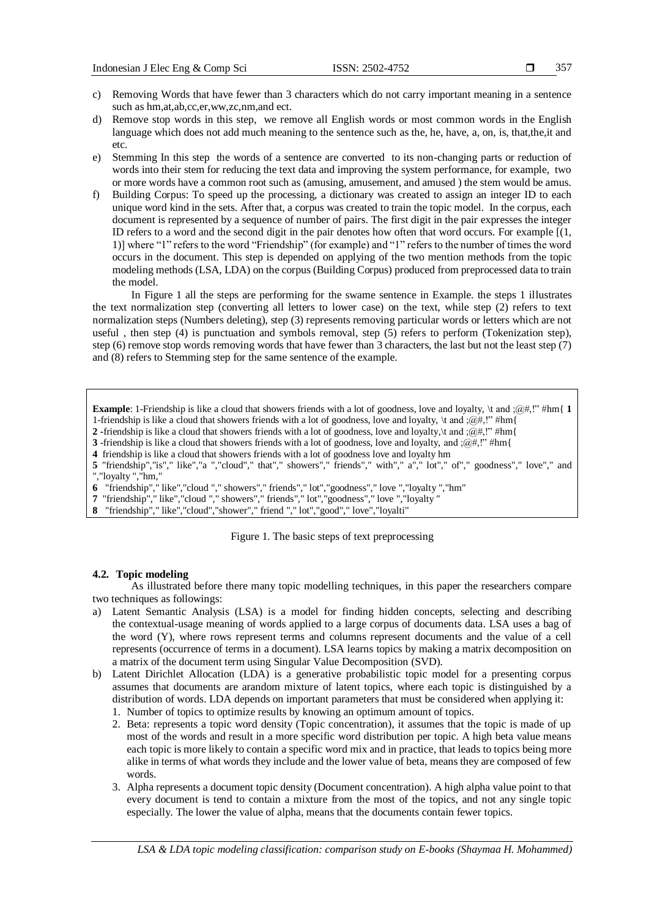c) Removing Words that have fewer than 3 characters which do not carry important meaning in a sentence such as hm,at,ab,cc,er,ww,zc,nm,and ect.
d) Remove stop words in this step, we remove all English words or most common words in the English language which does not add much meaning to the sentence such as the, he, have, a, on, is, that,the,it and etc.
e) Stemming In this step the words of a sentence are converted to its non-changing parts or reduction of words into their stem for reducing the text data and improving the system performance, for example, two or more words have a common root such as (amusing, amusement, and amused ) the stem would be amus.
f) Building Corpus: To speed up the processing, a dictionary was created to assign an integer ID to each unique word kind in the sets. After that, a corpus was created to train the topic model. In the corpus, each document is represented by a sequence of number of pairs. The first digit in the pair expresses the integer ID refers to a word and the second digit in the pair denotes how often that word occurs. For example [(1, 1)] where "1" refers to the word "Friendship" (for example) and "1" refers to the number of times the word occurs in the document. This step is depended on applying of the two mention methods from the topic modeling methods (LSA, LDA) on the corpus (Building Corpus) produced from preprocessed data to train the model.

In Figure 1 all the steps are performing for the swame sentence in Example. the steps 1 illustrates the text normalization step (converting all letters to lower case) on the text, while step (2) refers to text normalization steps (Numbers deleting), step (3) represents removing particular words or letters which are not useful , then step (4) is punctuation and symbols removal, step (5) refers to perform (Tokenization step), step (6) remove stop words removing words that have fewer than 3 characters, the last but not the least step (7) and (8) refers to Stemming step for the same sentence of the example.

**Example**: 1-Friendship is like a cloud that showers friends with a lot of goodness, love and loyalty, \t and ;@#,!" #hm{ **1**
1-friendship is like a cloud that showers friends with a lot of goodness, love and loyalty, \t and ;@#,!" #hm{
**2** -friendship is like a cloud that showers friends with a lot of goodness, love and loyalty,\t and ;@#,!" #hm{
**3** -friendship is like a cloud that showers friends with a lot of goodness, love and loyalty, and ;@#,!" #hm{
**4** friendship is like a cloud that showers friends with a lot of goodness love and loyalty hm
**5** "friendship","is"," like","a ","cloud"," that"," showers"," friends"," with"," a"," lot"," of"," goodness"," love"," and ","loyalty ","hm,"
**6** "friendship"," like","cloud "," showers"," friends"," lot","goodness"," love ","loyalty ","hm"
**7** "friendship"," like","cloud "," showers"," friends"," lot","goodness"," love ","loyalty "
**8** "friendship"," like","cloud","shower"," friend "," lot","good"," love","loyalti"

Figure 1. The basic steps of text preprocessing

### 4.2. Topic modeling

As illustrated before there many topic modelling techniques, in this paper the researchers compare two techniques as followings:

a) Latent Semantic Analysis (LSA) is a model for finding hidden concepts, selecting and describing the contextual-usage meaning of words applied to a large corpus of documents data. LSA uses a bag of the word (Y), where rows represent terms and columns represent documents and the value of a cell represents (occurrence of terms in a document). LSA learns topics by making a matrix decomposition on a matrix of the document term using Singular Value Decomposition (SVD).
b) Latent Dirichlet Allocation (LDA) is a generative probabilistic topic model for a presenting corpus assumes that documents are arandom mixture of latent topics, where each topic is distinguished by a distribution of words. LDA depends on important parameters that must be considered when applying it:
   1. Number of topics to optimize results by knowing an optimum amount of topics.
   2. Beta: represents a topic word density (Topic concentration), it assumes that the topic is made of up most of the words and result in a more specific word distribution per topic. A high beta value means each topic is more likely to contain a specific word mix and in practice, that leads to topics being more alike in terms of what words they include and the lower value of beta, means they are composed of few words.
   3. Alpha represents a document topic density (Document concentration). A high alpha value point to that every document is tend to contain a mixture from the most of the topics, and not any single topic especially. The lower the value of alpha, means that the documents contain fewer topics.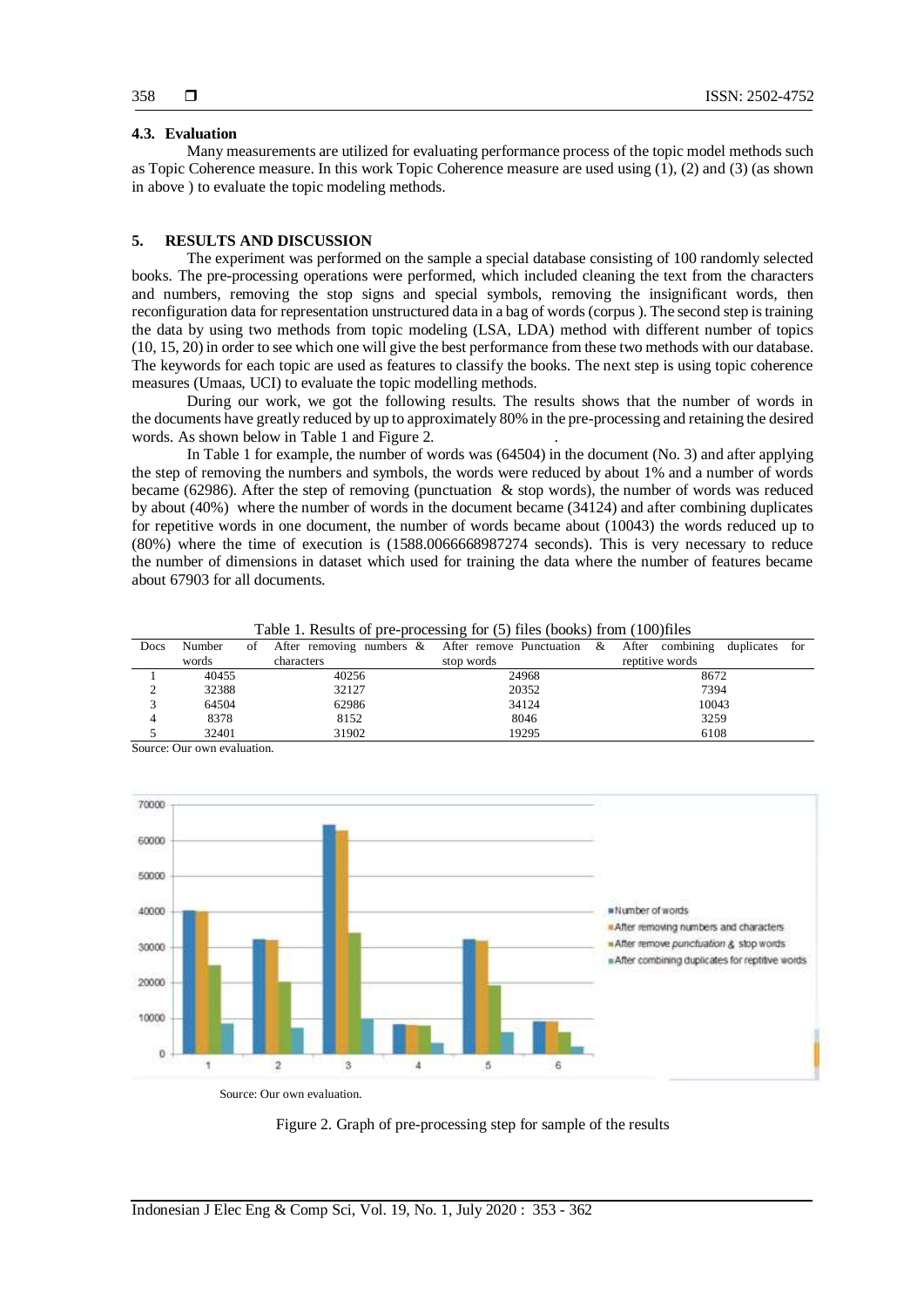### 4.3. Evaluation

Many measurements are utilized for evaluating performance process of the topic model methods such as Topic Coherence measure. In this work Topic Coherence measure are used using (1), (2) and (3) (as shown in above ) to evaluate the topic modeling methods.

## 5. RESULTS AND DISCUSSION

The experiment was performed on the sample a special database consisting of 100 randomly selected books. The pre-processing operations were performed, which included cleaning the text from the characters and numbers, removing the stop signs and special symbols, removing the insignificant words, then reconfiguration data for representation unstructured data in a bag of words (corpus ). The second step is training the data by using two methods from topic modeling (LSA, LDA) method with different number of topics (10, 15, 20) in order to see which one will give the best performance from these two methods with our database. The keywords for each topic are used as features to classify the books. The next step is using topic coherence measures (Umaas, UCI) to evaluate the topic modelling methods.

During our work, we got the following results. The results shows that the number of words in the documents have greatly reduced by up to approximately 80% in the pre-processing and retaining the desired words. As shown below in Table 1 and Figure 2.

In Table 1 for example, the number of words was (64504) in the document (No. 3) and after applying the step of removing the numbers and symbols, the words were reduced by about 1% and a number of words became (62986). After the step of removing (punctuation & stop words), the number of words was reduced by about (40%) where the number of words in the document became (34124) and after combining duplicates for repetitive words in one document, the number of words became about (10043) the words reduced up to (80%) where the time of execution is (1588.0066668987274 seconds). This is very necessary to reduce the number of dimensions in dataset which used for training the data where the number of features became about 67903 for all documents.

Table 1. Results of pre-processing for (5) files (books) from (100)files

| Docs | Number of words | After removing numbers & characters | After remove Punctuation & stop words | After combining duplicates for reptitive words |
|---|---|---|---|---|
| 1 | 40455 | 40256 | 24968 | 8672 |
| 2 | 32388 | 32127 | 20352 | 7394 |
| 3 | 64504 | 62986 | 34124 | 10043 |
| 4 | 8378 | 8152 | 8046 | 3259 |
| 5 | 32401 | 31902 | 19295 | 6108 |

Source: Our own evaluation.

Source: Our own evaluation.

Figure 2. Graph of pre-processing step for sample of the results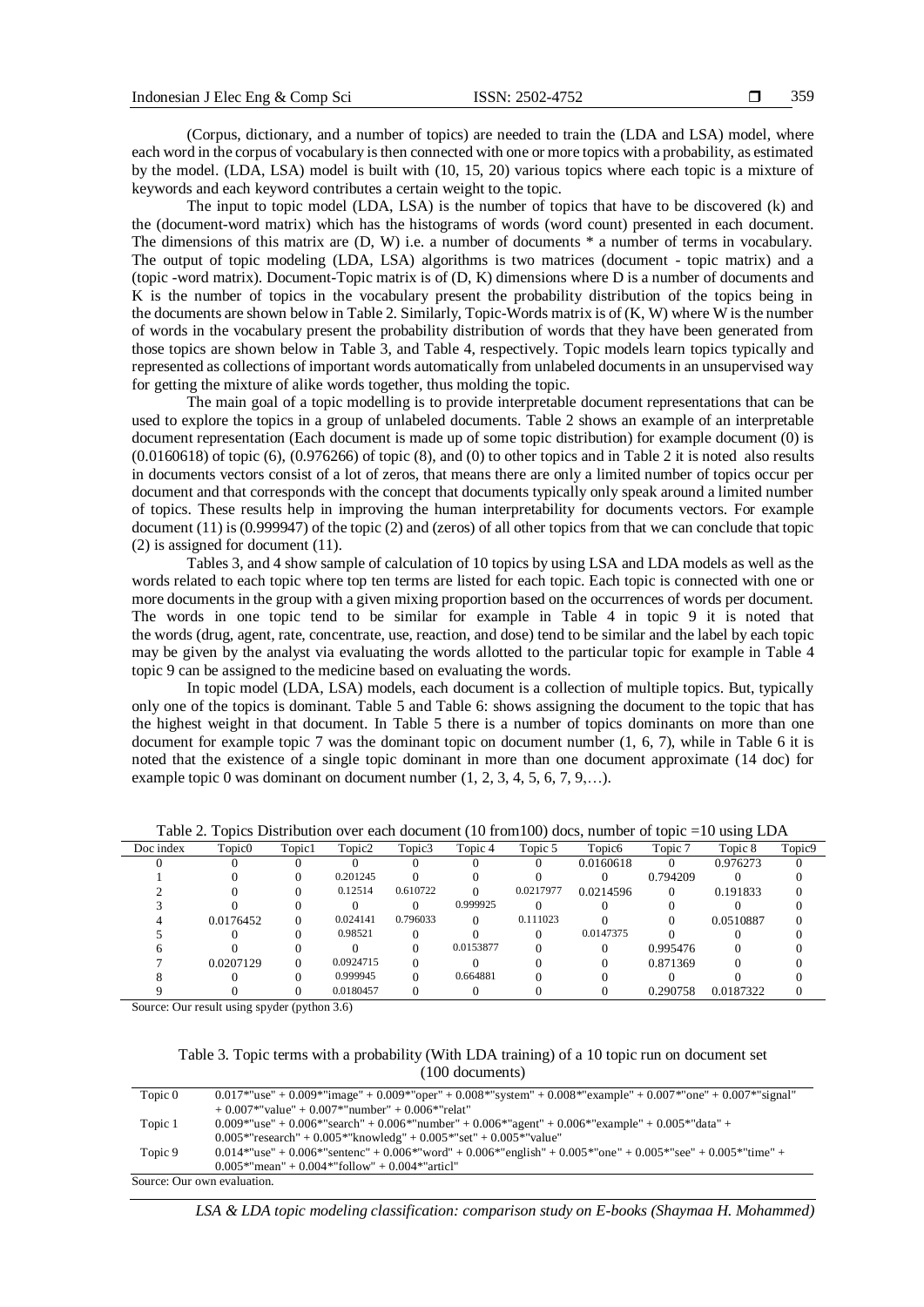(Corpus, dictionary, and a number of topics) are needed to train the (LDA and LSA) model, where each word in the corpus of vocabulary is then connected with one or more topics with a probability, as estimated by the model. (LDA, LSA) model is built with (10, 15, 20) various topics where each topic is a mixture of keywords and each keyword contributes a certain weight to the topic.

The input to topic model (LDA, LSA) is the number of topics that have to be discovered (k) and the (document-word matrix) which has the histograms of words (word count) presented in each document. The dimensions of this matrix are (D, W) i.e. a number of documents * a number of terms in vocabulary. The output of topic modeling (LDA, LSA) algorithms is two matrices (document - topic matrix) and a (topic -word matrix). Document-Topic matrix is of (D, K) dimensions where D is a number of documents and K is the number of topics in the vocabulary present the probability distribution of the topics being in the documents are shown below in Table 2. Similarly, Topic-Words matrix is of (K, W) where W is the number of words in the vocabulary present the probability distribution of words that they have been generated from those topics are shown below in Table 3, and Table 4, respectively. Topic models learn topics typically and represented as collections of important words automatically from unlabeled documents in an unsupervised way for getting the mixture of alike words together, thus molding the topic.

The main goal of a topic modelling is to provide interpretable document representations that can be used to explore the topics in a group of unlabeled documents. Table 2 shows an example of an interpretable document representation (Each document is made up of some topic distribution) for example document (0) is (0.0160618) of topic (6), (0.976266) of topic (8), and (0) to other topics and in Table 2 it is noted also results in documents vectors consist of a lot of zeros, that means there are only a limited number of topics occur per document and that corresponds with the concept that documents typically only speak around a limited number of topics. These results help in improving the human interpretability for documents vectors. For example document (11) is (0.999947) of the topic (2) and (zeros) of all other topics from that we can conclude that topic (2) is assigned for document (11).

Tables 3, and 4 show sample of calculation of 10 topics by using LSA and LDA models as well as the words related to each topic where top ten terms are listed for each topic. Each topic is connected with one or more documents in the group with a given mixing proportion based on the occurrences of words per document. The words in one topic tend to be similar for example in Table 4 in topic 9 it is noted that the words (drug, agent, rate, concentrate, use, reaction, and dose) tend to be similar and the label by each topic may be given by the analyst via evaluating the words allotted to the particular topic for example in Table 4 topic 9 can be assigned to the medicine based on evaluating the words.

In topic model (LDA, LSA) models, each document is a collection of multiple topics. But, typically only one of the topics is dominant. Table 5 and Table 6: shows assigning the document to the topic that has the highest weight in that document. In Table 5 there is a number of topics dominants on more than one document for example topic 7 was the dominant topic on document number (1, 6, 7), while in Table 6 it is noted that the existence of a single topic dominant in more than one document approximate (14 doc) for example topic 0 was dominant on document number (1, 2, 3, 4, 5, 6, 7, 9,…).

Table 2. Topics Distribution over each document (10 from100) docs, number of topic =10 using LDA

| Doc index | Topic0 | Topic1 | Topic2 | Topic3 | Topic 4 | Topic 5 | Topic6 | Topic 7 | Topic 8 | Topic9 |
|---|---|---|---|---|---|---|---|---|---|---|
| 0 | 0 | 0 | 0 | 0 | 0 | 0 | 0.0160618 | 0 | 0.976273 | 0 |
| 1 | 0 | 0 | 0.201245 | 0 | 0 | 0 | 0 | 0.794209 | 0 | 0 |
| 2 | 0 | 0 | 0.12514 | 0.610722 | 0 | 0.0217977 | 0.0214596 | 0 | 0.191833 | 0 |
| 3 | 0 | 0 | 0 | 0 | 0.999925 | 0 | 0 | 0 | 0 | 0 |
| 4 | 0.0176452 | 0 | 0.024141 | 0.796033 | 0 | 0.111023 | 0 | 0 | 0.0510887 | 0 |
| 5 | 0 | 0 | 0.98521 | 0 | 0 | 0 | 0.0147375 | 0 | 0 | 0 |
| 6 | 0 | 0 | 0 | 0 | 0.0153877 | 0 | 0 | 0.995476 | 0 | 0 |
| 7 | 0.0207129 | 0 | 0.0924715 | 0 | 0 | 0 | 0 | 0.871369 | 0 | 0 |
| 8 | 0 | 0 | 0.999945 | 0 | 0.664881 | 0 | 0 | 0 | 0 | 0 |
| 9 | 0 | 0 | 0.0180457 | 0 | 0 | 0 | 0 | 0.290758 | 0.0187322 | 0 |

Source: Our result using spyder (python 3.6)

Table 3. Topic terms with a probability (With LDA training) of a 10 topic run on document set (100 documents)

| | |
|---|---|
| Topic 0 | 0.017*"use" + 0.009*"image" + 0.009*"oper" + 0.008*"system" + 0.008*"example" + 0.007*"one" + 0.007*"signal" + 0.007*"value" + 0.007*"number" + 0.006*"relat" |
| Topic 1 | 0.009*"use" + 0.006*"search" + 0.006*"number" + 0.006*"agent" + 0.006*"example" + 0.005*"data" + 0.005*"research" + 0.005*"knowledg" + 0.005*"set" + 0.005*"value" |
| Topic 9 | 0.014*"use" + 0.006*"sentenc" + 0.006*"word" + 0.006*"english" + 0.005*"one" + 0.005*"see" + 0.005*"time" + 0.005*"mean" + 0.004*"follow" + 0.004*"articl" |

Source: Our own evaluation.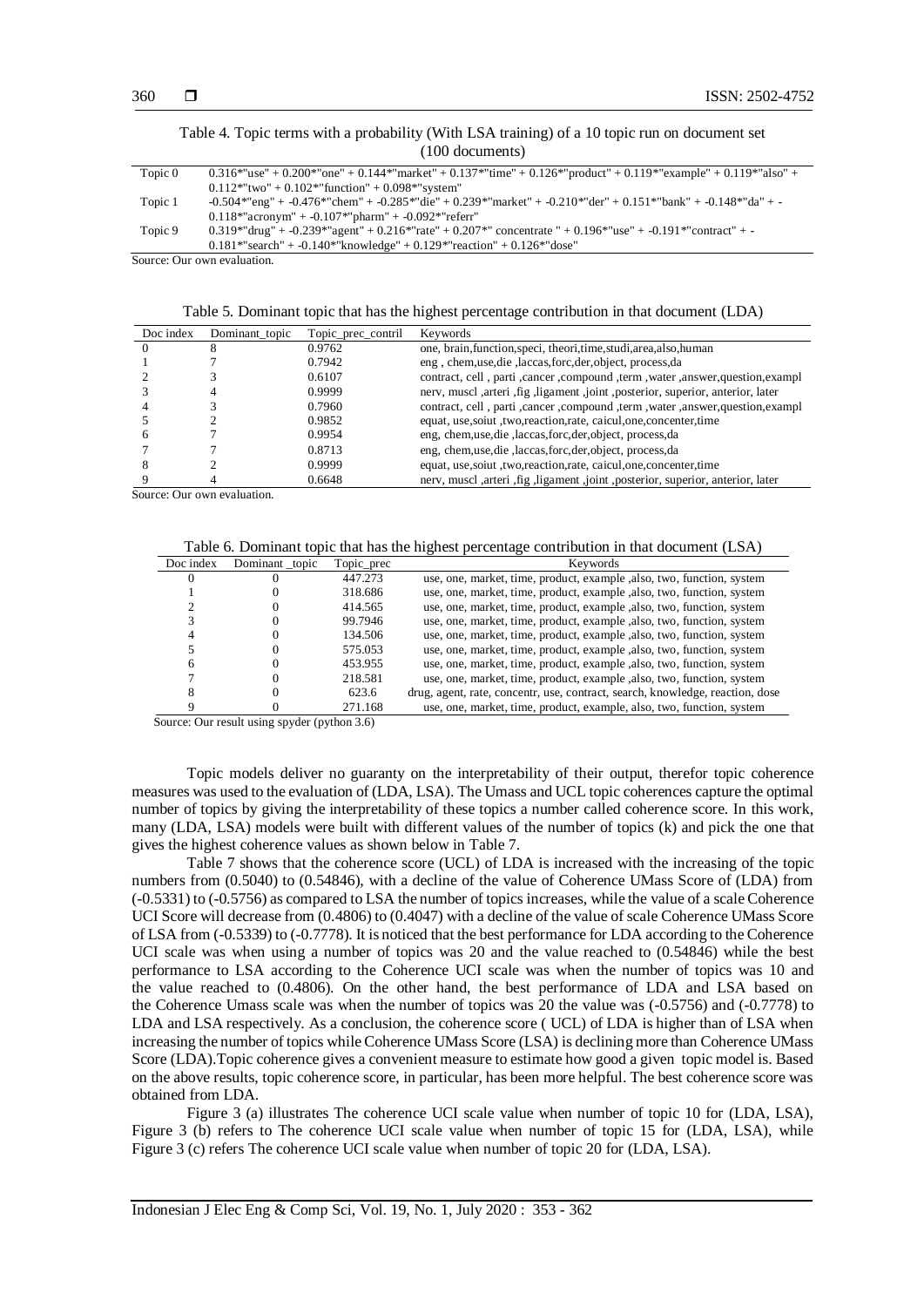Table 4. Topic terms with a probability (With LSA training) of a 10 topic run on document set (100 documents)

| | |
|---|---|
| Topic 0 | 0.316*"use" + 0.200*"one" + 0.144*"market" + 0.137*"time" + 0.126*"product" + 0.119*"example" + 0.119*"also" + 0.112*"two" + 0.102*"function" + 0.098*"system" |
| Topic 1 | -0.504*"eng" + -0.476*"chem" + -0.285*"die" + 0.239*"market" + -0.210*"der" + 0.151*"bank" + -0.148*"da" + -0.118*"acronym" + -0.107*"pharm" + -0.092*"referr" |
| Topic 9 | 0.319*"drug" + -0.239*"agent" + 0.216*"rate" + 0.207*" concentrate " + 0.196*"use" + -0.191*"contract" + -0.181*"search" + -0.140*"knowledge" + 0.129*"reaction" + 0.126*"dose" |

Source: Our own evaluation.

Table 5. Dominant topic that has the highest percentage contribution in that document (LDA)

| Doc index | Dominant_topic | Topic_prec_contril | Keywords |
|---|---|---|---|
| 0 | 8 | 0.9762 | one, brain,function,speci, theori,time,studi,area,also,human |
| 1 | 7 | 0.7942 | eng , chem,use,die ,laccas,forc,der,object, process,da |
| 2 | 3 | 0.6107 | contract, cell , parti ,cancer ,compound ,term ,water ,answer,question,exampl |
| 3 | 4 | 0.9999 | nerv, muscl ,arteri ,fig ,ligament ,joint ,posterior, superior, anterior, later |
| 4 | 3 | 0.7960 | contract, cell , parti ,cancer ,compound ,term ,water ,answer,question,exampl |
| 5 | 2 | 0.9852 | equat, use,soiut ,two,reaction,rate, caicul,one,concenter,time |
| 6 | 7 | 0.9954 | eng, chem,use,die ,laccas,forc,der,object, process,da |
| 7 | 7 | 0.8713 | eng, chem,use,die ,laccas,forc,der,object, process,da |
| 8 | 2 | 0.9999 | equat, use,soiut ,two,reaction,rate, caicul,one,concenter,time |
| 9 | 4 | 0.6648 | nerv, muscl ,arteri ,fig ,ligament ,joint ,posterior, superior, anterior, later |

Source: Our own evaluation.

Table 6. Dominant topic that has the highest percentage contribution in that document (LSA)

| Doc index | Dominant _topic | Topic_prec | Keywords |
|---|---|---|---|
| 0 | 0 | 447.273 | use, one, market, time, product, example ,also, two, function, system |
| 1 | 0 | 318.686 | use, one, market, time, product, example ,also, two, function, system |
| 2 | 0 | 414.565 | use, one, market, time, product, example ,also, two, function, system |
| 3 | 0 | 99.7946 | use, one, market, time, product, example ,also, two, function, system |
| 4 | 0 | 134.506 | use, one, market, time, product, example ,also, two, function, system |
| 5 | 0 | 575.053 | use, one, market, time, product, example ,also, two, function, system |
| 6 | 0 | 453.955 | use, one, market, time, product, example ,also, two, function, system |
| 7 | 0 | 218.581 | use, one, market, time, product, example ,also, two, function, system |
| 8 | 0 | 623.6 | drug, agent, rate, concentr, use, contract, search, knowledge, reaction, dose |
| 9 | 0 | 271.168 | use, one, market, time, product, example, also, two, function, system |

Source: Our result using spyder (python 3.6)

Topic models deliver no guaranty on the interpretability of their output, therefor topic coherence measures was used to the evaluation of (LDA, LSA). The Umass and UCL topic coherences capture the optimal number of topics by giving the interpretability of these topics a number called coherence score. In this work, many (LDA, LSA) models were built with different values of the number of topics (k) and pick the one that gives the highest coherence values as shown below in Table 7.

Table 7 shows that the coherence score (UCL) of LDA is increased with the increasing of the topic numbers from (0.5040) to (0.54846), with a decline of the value of Coherence UMass Score of (LDA) from (-0.5331) to (-0.5756) as compared to LSA the number of topics increases, while the value of a scale Coherence UCI Score will decrease from (0.4806) to (0.4047) with a decline of the value of scale Coherence UMass Score of LSA from (-0.5339) to (-0.7778). It is noticed that the best performance for LDA according to the Coherence UCI scale was when using a number of topics was 20 and the value reached to (0.54846) while the best performance to LSA according to the Coherence UCI scale was when the number of topics was 10 and the value reached to (0.4806). On the other hand, the best performance of LDA and LSA based on the Coherence Umass scale was when the number of topics was 20 the value was (-0.5756) and (-0.7778) to LDA and LSA respectively. As a conclusion, the coherence score ( UCL) of LDA is higher than of LSA when increasing the number of topics while Coherence UMass Score (LSA) is declining more than Coherence UMass Score (LDA).Topic coherence gives a convenient measure to estimate how good a given topic model is. Based on the above results, topic coherence score, in particular, has been more helpful. The best coherence score was obtained from LDA.

Figure 3 (a) illustrates The coherence UCI scale value when number of topic 10 for (LDA, LSA), Figure 3 (b) refers to The coherence UCI scale value when number of topic 15 for (LDA, LSA), while Figure 3 (c) refers The coherence UCI scale value when number of topic 20 for (LDA, LSA).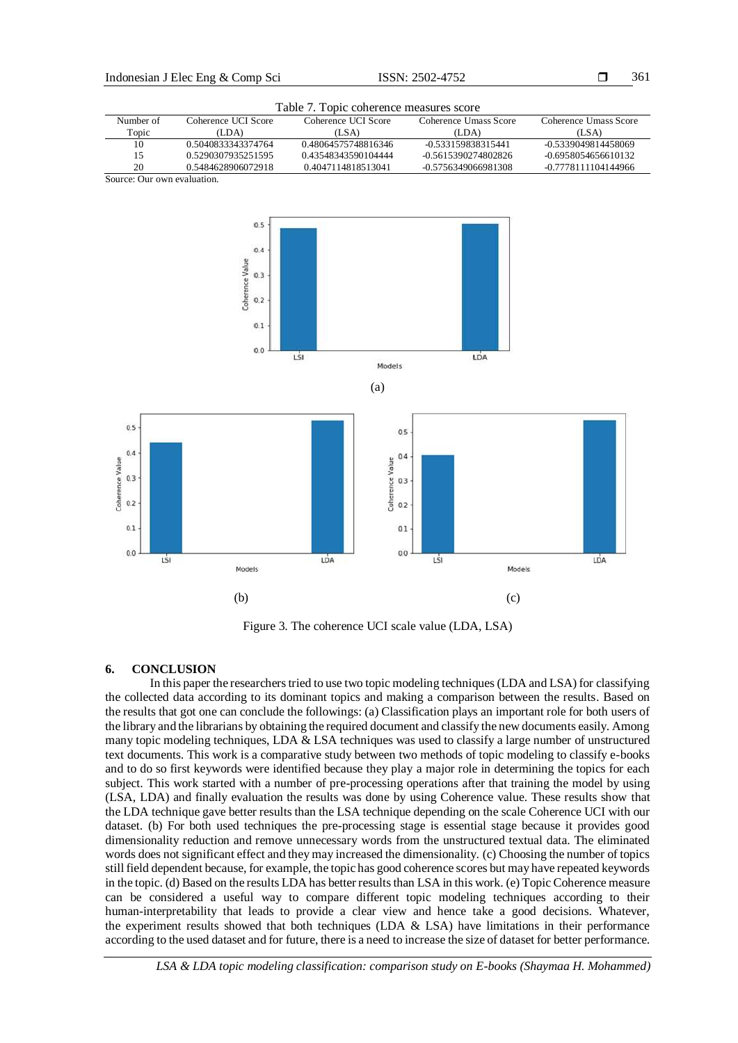Table 7. Topic coherence measures score

| Number of Topic | Coherence UCI Score (LDA) | Coherence UCI Score (LSA) | Coherence Umass Score (LDA) | Coherence Umass Score (LSA) |
|---|---|---|---|---|
| 10 | 0.50408333433374764 | 0.48064575748816346 | -0.533159838315441 | -0.53390498144580​69 |
| 15 | 0.5290307935251595 | 0.43548343590104444 | -0.5615390274802826 | -0.6958054656610132 |
| 20 | 0.5484628906072918 | 0.4047114818513041 | -0.5756349066981308 | -0.7778111104144966 |

Source: Our own evaluation.

(a)

(b) (c)

Figure 3. The coherence UCI scale value (LDA, LSA)

## 6. CONCLUSION

In this paper the researchers tried to use two topic modeling techniques (LDA and LSA) for classifying the collected data according to its dominant topics and making a comparison between the results. Based on the results that got one can conclude the followings: (a) Classification plays an important role for both users of the library and the librarians by obtaining the required document and classify the new documents easily. Among many topic modeling techniques, LDA & LSA techniques was used to classify a large number of unstructured text documents. This work is a comparative study between two methods of topic modeling to classify e-books and to do so first keywords were identified because they play a major role in determining the topics for each subject. This work started with a number of pre-processing operations after that training the model by using (LSA, LDA) and finally evaluation the results was done by using Coherence value. These results show that the LDA technique gave better results than the LSA technique depending on the scale Coherence UCI with our dataset. (b) For both used techniques the pre-processing stage is essential stage because it provides good dimensionality reduction and remove unnecessary words from the unstructured textual data. The eliminated words does not significant effect and they may increased the dimensionality. (c) Choosing the number of topics still field dependent because, for example, the topic has good coherence scores but may have repeated keywords in the topic. (d) Based on the results LDA has better results than LSA in this work. (e) Topic Coherence measure can be considered a useful way to compare different topic modeling techniques according to their human-interpretability that leads to provide a clear view and hence take a good decisions. Whatever, the experiment results showed that both techniques (LDA & LSA) have limitations in their performance according to the used dataset and for future, there is a need to increase the size of dataset for better performance.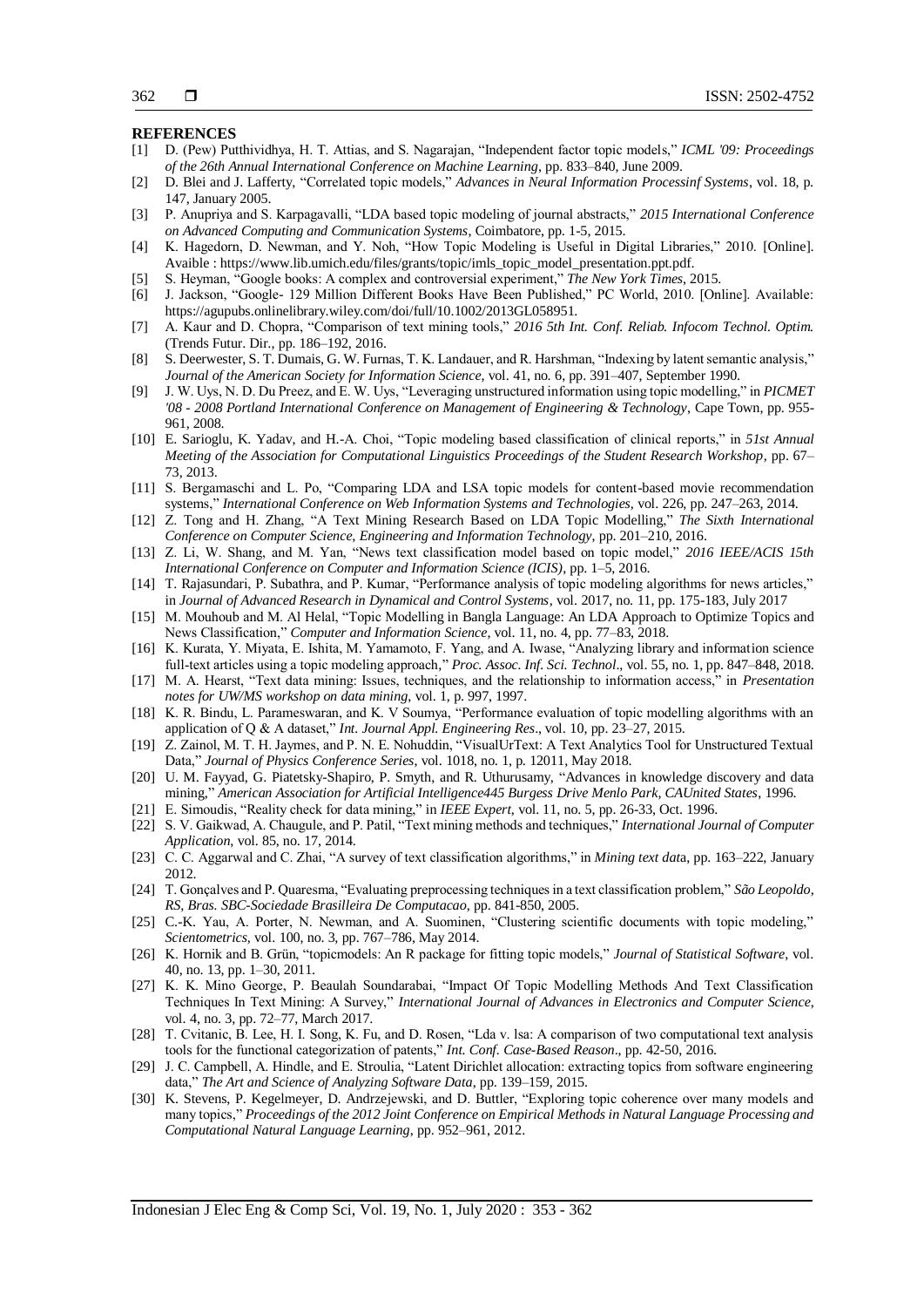## REFERENCES

[1] D. (Pew) Putthividhya, H. T. Attias, and S. Nagarajan, "Independent factor topic models," *ICML '09: Proceedings of the 26th Annual International Conference on Machine Learning*, pp. 833–840, June 2009.

[2] D. Blei and J. Lafferty, "Correlated topic models," *Advances in Neural Information Processinf Systems*, vol. 18, p. 147, January 2005.

[3] P. Anupriya and S. Karpagavalli, "LDA based topic modeling of journal abstracts," *2015 International Conference on Advanced Computing and Communication Systems*, Coimbatore, pp. 1-5, 2015.

[4] K. Hagedorn, D. Newman, and Y. Noh, "How Topic Modeling is Useful in Digital Libraries," 2010. [Online]. Avaible : https://www.lib.umich.edu/files/grants/topic/imls_topic_model_presentation.ppt.pdf.

[5] S. Heyman, "Google books: A complex and controversial experiment," *The New York Times*, 2015.

[6] J. Jackson, "Google- 129 Million Different Books Have Been Published," PC World, 2010. [Online]. Available: https://agupubs.onlinelibrary.wiley.com/doi/full/10.1002/2013GL058951.

[7] A. Kaur and D. Chopra, "Comparison of text mining tools," *2016 5th Int. Conf. Reliab. Infocom Technol. Optim.* (Trends Futur. Dir., pp. 186–192, 2016.

[8] S. Deerwester, S. T. Dumais, G. W. Furnas, T. K. Landauer, and R. Harshman, "Indexing by latent semantic analysis," *Journal of the American Society for Information Science*, vol. 41, no. 6, pp. 391–407, September 1990.

[9] J. W. Uys, N. D. Du Preez, and E. W. Uys, "Leveraging unstructured information using topic modelling," in *PICMET '08 - 2008 Portland International Conference on Management of Engineering & Technology*, Cape Town, pp. 955-961, 2008.

[10] E. Sarioglu, K. Yadav, and H.-A. Choi, "Topic modeling based classification of clinical reports," in *51st Annual Meeting of the Association for Computational Linguistics Proceedings of the Student Research Workshop*, pp. 67–73, 2013.

[11] S. Bergamaschi and L. Po, "Comparing LDA and LSA topic models for content-based movie recommendation systems," *International Conference on Web Information Systems and Technologies*, vol. 226, pp. 247–263, 2014.

[12] Z. Tong and H. Zhang, "A Text Mining Research Based on LDA Topic Modelling," *The Sixth International Conference on Computer Science, Engineering and Information Technology*, pp. 201–210, 2016.

[13] Z. Li, W. Shang, and M. Yan, "News text classification model based on topic model," *2016 IEEE/ACIS 15th International Conference on Computer and Information Science (ICIS)*, pp. 1–5, 2016.

[14] T. Rajasundari, P. Subathra, and P. Kumar, "Performance analysis of topic modeling algorithms for news articles," in *Journal of Advanced Research in Dynamical and Control Systems*, vol. 2017, no. 11, pp. 175-183, July 2017

[15] M. Mouhoub and M. Al Helal, "Topic Modelling in Bangla Language: An LDA Approach to Optimize Topics and News Classification," *Computer and Information Science*, vol. 11, no. 4, pp. 77–83, 2018.

[16] K. Kurata, Y. Miyata, E. Ishita, M. Yamamoto, F. Yang, and A. Iwase, "Analyzing library and information science full-text articles using a topic modeling approach," *Proc. Assoc. Inf. Sci. Technol*., vol. 55, no. 1, pp. 847–848, 2018.

[17] M. A. Hearst, "Text data mining: Issues, techniques, and the relationship to information access," in *Presentation notes for UW/MS workshop on data mining*, vol. 1, p. 997, 1997.

[18] K. R. Bindu, L. Parameswaran, and K. V Soumya, "Performance evaluation of topic modelling algorithms with an application of Q & A dataset," *Int. Journal Appl. Engineering Res*., vol. 10, pp. 23–27, 2015.

[19] Z. Zainol, M. T. H. Jaymes, and P. N. E. Nohuddin, "VisualUrText: A Text Analytics Tool for Unstructured Textual Data," *Journal of Physics Conference Series*, vol. 1018, no. 1, p. 12011, May 2018.

[20] U. M. Fayyad, G. Piatetsky-Shapiro, P. Smyth, and R. Uthurusamy, "Advances in knowledge discovery and data mining," *American Association for Artificial Intelligence445 Burgess Drive Menlo Park, CAUnited States*, 1996.

[21] E. Simoudis, "Reality check for data mining," in *IEEE Expert*, vol. 11, no. 5, pp. 26-33, Oct. 1996.

[22] S. V. Gaikwad, A. Chaugule, and P. Patil, "Text mining methods and techniques," *International Journal of Computer Application*, vol. 85, no. 17, 2014.

[23] C. C. Aggarwal and C. Zhai, "A survey of text classification algorithms," in *Mining text data*, pp. 163–222, January 2012.

[24] T. Gonçalves and P. Quaresma, "Evaluating preprocessing techniques in a text classification problem," *São Leopoldo, RS, Bras. SBC-Sociedade Brasilleira De Computacao*, pp. 841-850, 2005.

[25] C.-K. Yau, A. Porter, N. Newman, and A. Suominen, "Clustering scientific documents with topic modeling," *Scientometrics*, vol. 100, no. 3, pp. 767–786, May 2014.

[26] K. Hornik and B. Grün, "topicmodels: An R package for fitting topic models," *Journal of Statistical Software*, vol. 40, no. 13, pp. 1–30, 2011.

[27] K. K. Mino George, P. Beaulah Soundarabai, "Impact Of Topic Modelling Methods And Text Classification Techniques In Text Mining: A Survey," *International Journal of Advances in Electronics and Computer Science*, vol. 4, no. 3, pp. 72–77, March 2017.

[28] T. Cvitanic, B. Lee, H. I. Song, K. Fu, and D. Rosen, "Lda v. lsa: A comparison of two computational text analysis tools for the functional categorization of patents," *Int. Conf. Case-Based Reason*., pp. 42-50, 2016.

[29] J. C. Campbell, A. Hindle, and E. Stroulia, "Latent Dirichlet allocation: extracting topics from software engineering data," *The Art and Science of Analyzing Software Data*, pp. 139–159, 2015.

[30] K. Stevens, P. Kegelmeyer, D. Andrzejewski, and D. Buttler, "Exploring topic coherence over many models and many topics," *Proceedings of the 2012 Joint Conference on Empirical Methods in Natural Language Processing and Computational Natural Language Learning*, pp. 952–961, 2012.